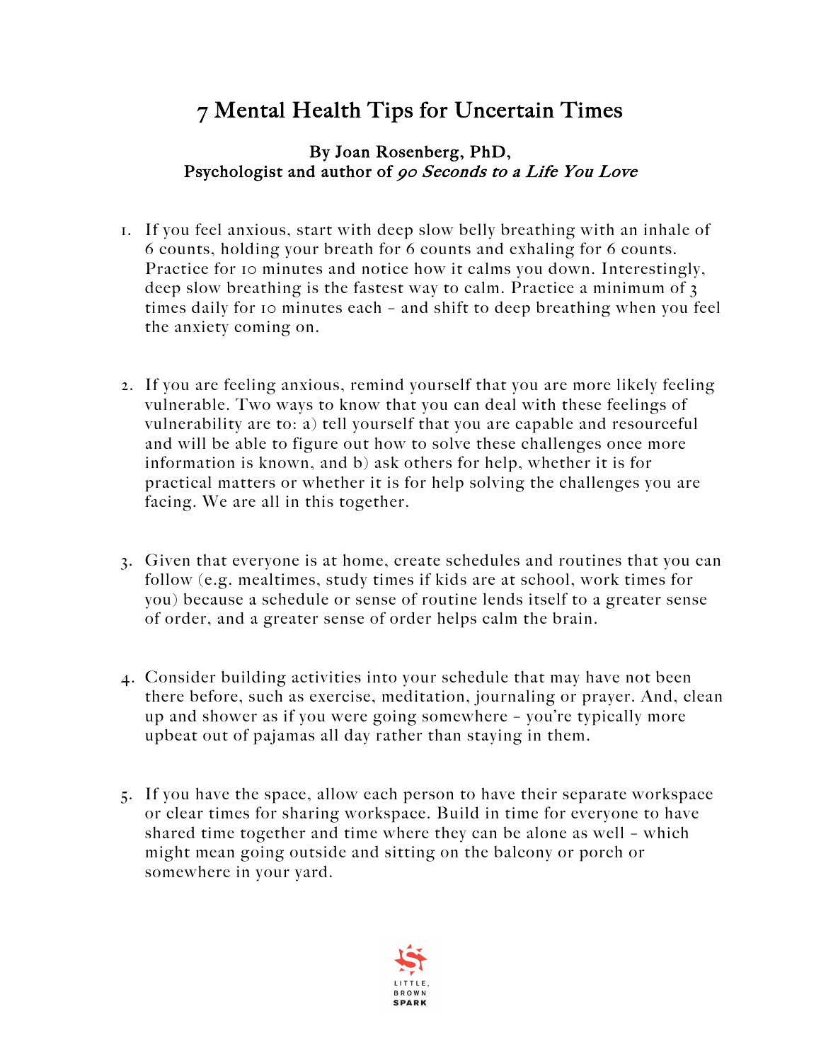# 7 Mental Health Tips for Uncertain Times

**By Joan Rosenberg, PhD,**
**Psychologist and author of *90 Seconds to a Life You Love***

1. If you feel anxious, start with deep slow belly breathing with an inhale of 6 counts, holding your breath for 6 counts and exhaling for 6 counts. Practice for 10 minutes and notice how it calms you down. Interestingly, deep slow breathing is the fastest way to calm. Practice a minimum of 3 times daily for 10 minutes each – and shift to deep breathing when you feel the anxiety coming on.

2. If you are feeling anxious, remind yourself that you are more likely feeling vulnerable. Two ways to know that you can deal with these feelings of vulnerability are to: a) tell yourself that you are capable and resourceful and will be able to figure out how to solve these challenges once more information is known, and b) ask others for help, whether it is for practical matters or whether it is for help solving the challenges you are facing. We are all in this together.

3. Given that everyone is at home, create schedules and routines that you can follow (e.g. mealtimes, study times if kids are at school, work times for you) because a schedule or sense of routine lends itself to a greater sense of order, and a greater sense of order helps calm the brain.

4. Consider building activities into your schedule that may have not been there before, such as exercise, meditation, journaling or prayer. And, clean up and shower as if you were going somewhere – you're typically more upbeat out of pajamas all day rather than staying in them.

5. If you have the space, allow each person to have their separate workspace or clear times for sharing workspace. Build in time for everyone to have shared time together and time where they can be alone as well – which might mean going outside and sitting on the balcony or porch or somewhere in your yard.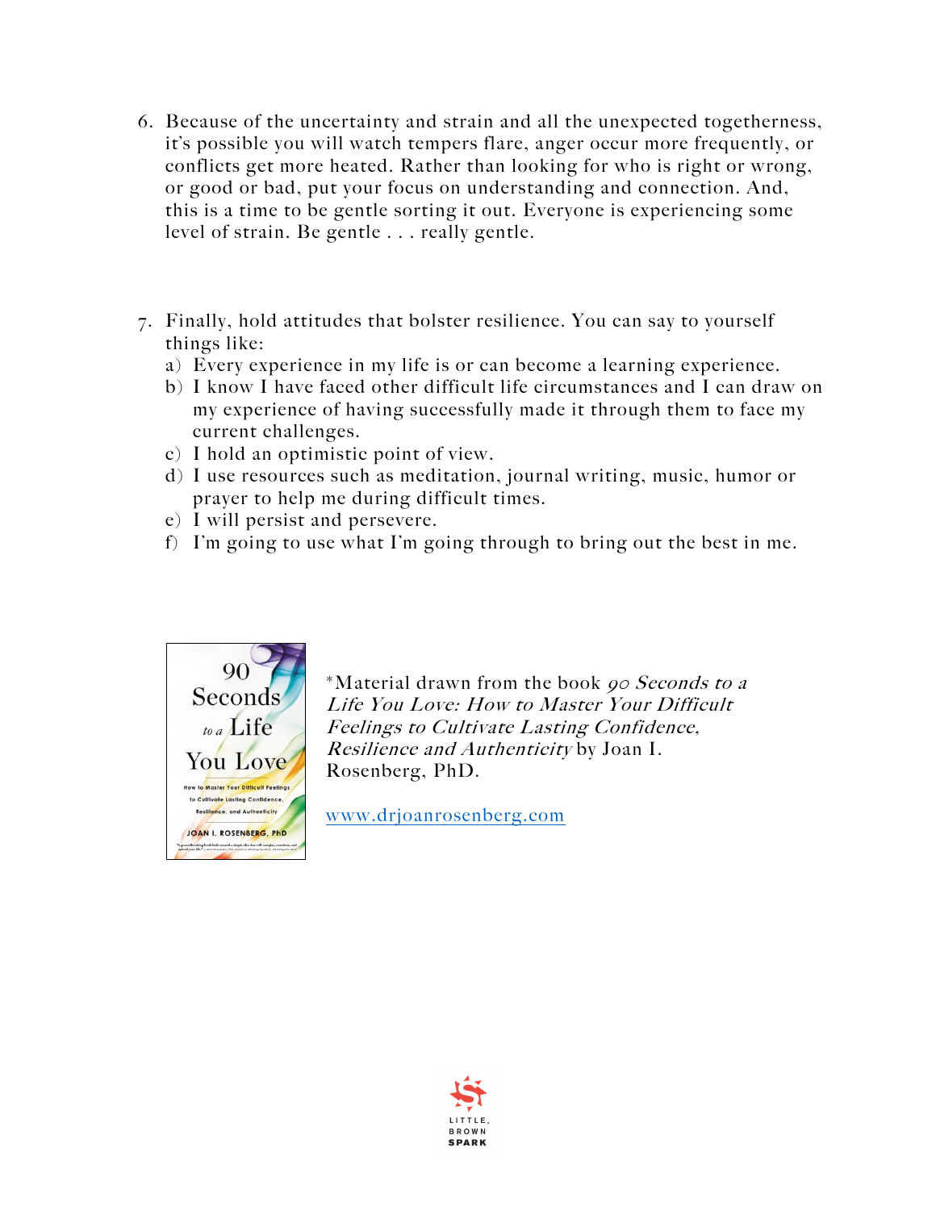6. Because of the uncertainty and strain and all the unexpected togetherness, it's possible you will watch tempers flare, anger occur more frequently, or conflicts get more heated. Rather than looking for who is right or wrong, or good or bad, put your focus on understanding and connection. And, this is a time to be gentle sorting it out. Everyone is experiencing some level of strain. Be gentle . . . really gentle.

7. Finally, hold attitudes that bolster resilience. You can say to yourself things like:
   a) Every experience in my life is or can become a learning experience.
   b) I know I have faced other difficult life circumstances and I can draw on my experience of having successfully made it through them to face my current challenges.
   c) I hold an optimistic point of view.
   d) I use resources such as meditation, journal writing, music, humor or prayer to help me during difficult times.
   e) I will persist and persevere.
   f) I'm going to use what I'm going through to bring out the best in me.

*Material drawn from the book *90 Seconds to a Life You Love: How to Master Your Difficult Feelings to Cultivate Lasting Confidence, Resilience and Authenticity* by Joan I. Rosenberg, PhD.

www.drjoanrosenberg.com

LITTLE, BROWN SPARK